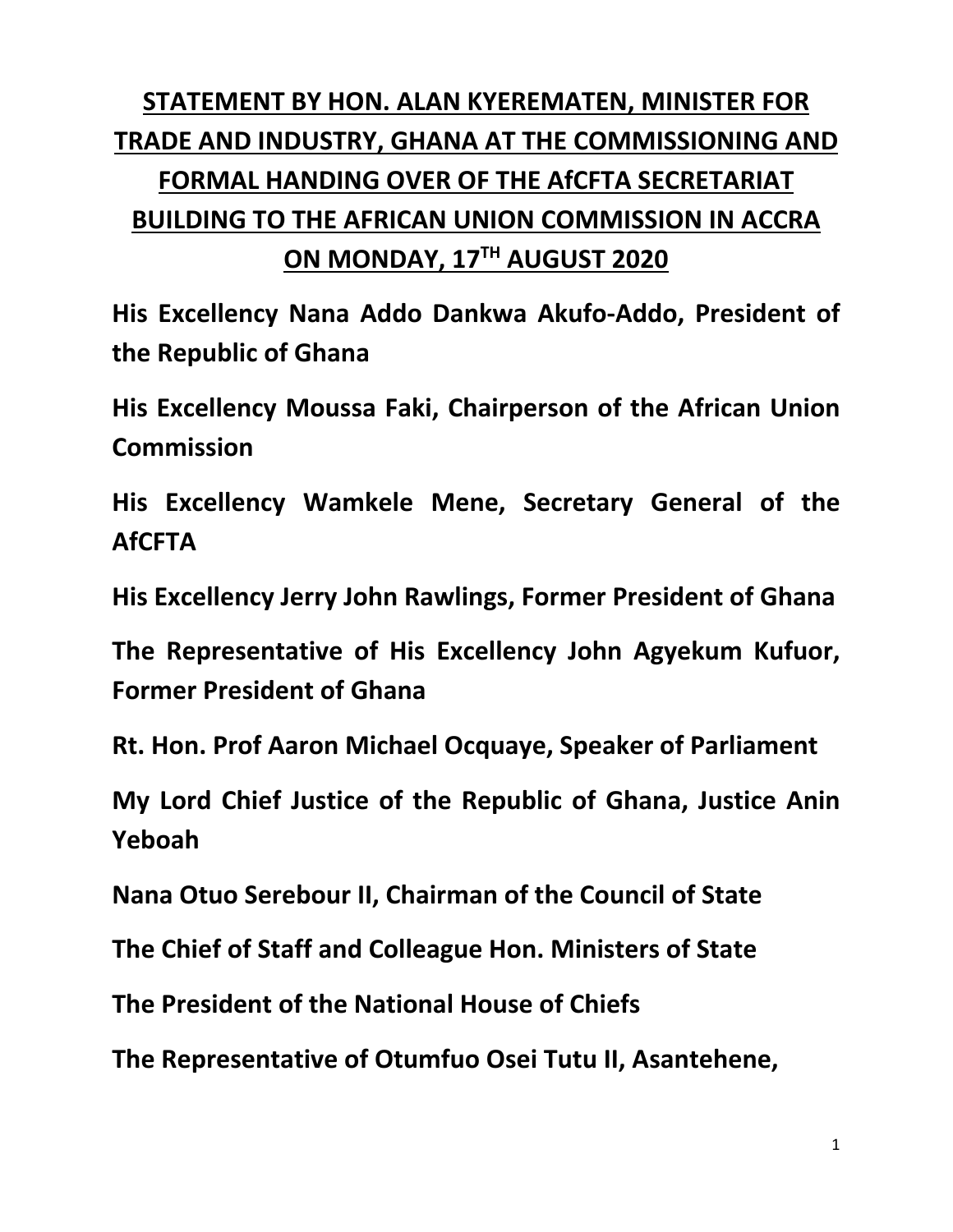# STATEMENT BY HON. ALAN KYEREMATEN, MINISTER FOR TRADE AND INDUSTRY, GHANA AT THE COMMISSIONING AND FORMAL HANDING OVER OF THE AfCFTA SECRETARIAT BUILDING TO THE AFRICAN UNION COMMISSION IN ACCRA ON MONDAY, 17TH AUGUST 2020

**His Excellency Nana Addo Dankwa Akufo-Addo, President of the Republic of Ghana**

**His Excellency Moussa Faki, Chairperson of the African Union Commission**

**His Excellency Wamkele Mene, Secretary General of the AfCFTA**

**His Excellency Jerry John Rawlings, Former President of Ghana**

**The Representative of His Excellency John Agyekum Kufuor, Former President of Ghana**

**Rt. Hon. Prof Aaron Michael Ocquaye, Speaker of Parliament**

**My Lord Chief Justice of the Republic of Ghana, Justice Anin Yeboah**

**Nana Otuo Serebour II, Chairman of the Council of State**

**The Chief of Staff and Colleague Hon. Ministers of State**

**The President of the National House of Chiefs**

**The Representative of Otumfuo Osei Tutu II, Asantehene,**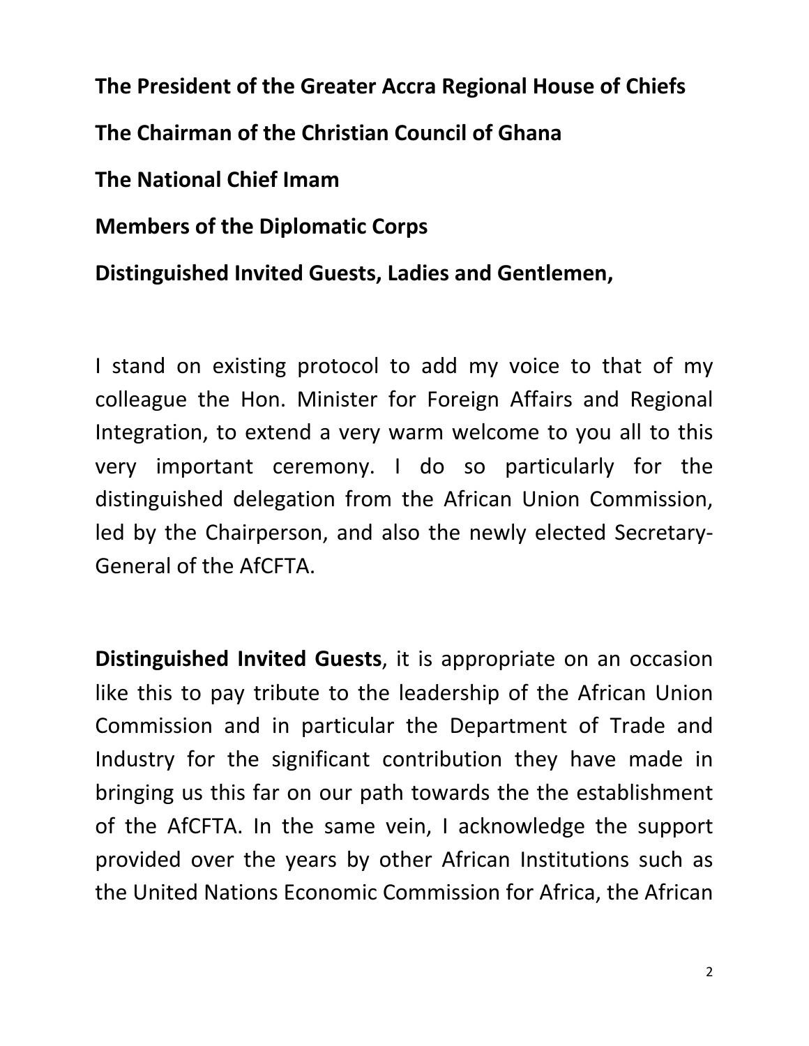**The President of the Greater Accra Regional House of Chiefs**

**The Chairman of the Christian Council of Ghana**

**The National Chief Imam**

**Members of the Diplomatic Corps**

**Distinguished Invited Guests, Ladies and Gentlemen,**

I stand on existing protocol to add my voice to that of my colleague the Hon. Minister for Foreign Affairs and Regional Integration, to extend a very warm welcome to you all to this very important ceremony. I do so particularly for the distinguished delegation from the African Union Commission, led by the Chairperson, and also the newly elected Secretary-General of the AfCFTA.

**Distinguished Invited Guests**, it is appropriate on an occasion like this to pay tribute to the leadership of the African Union Commission and in particular the Department of Trade and Industry for the significant contribution they have made in bringing us this far on our path towards the the establishment of the AfCFTA. In the same vein, I acknowledge the support provided over the years by other African Institutions such as the United Nations Economic Commission for Africa, the African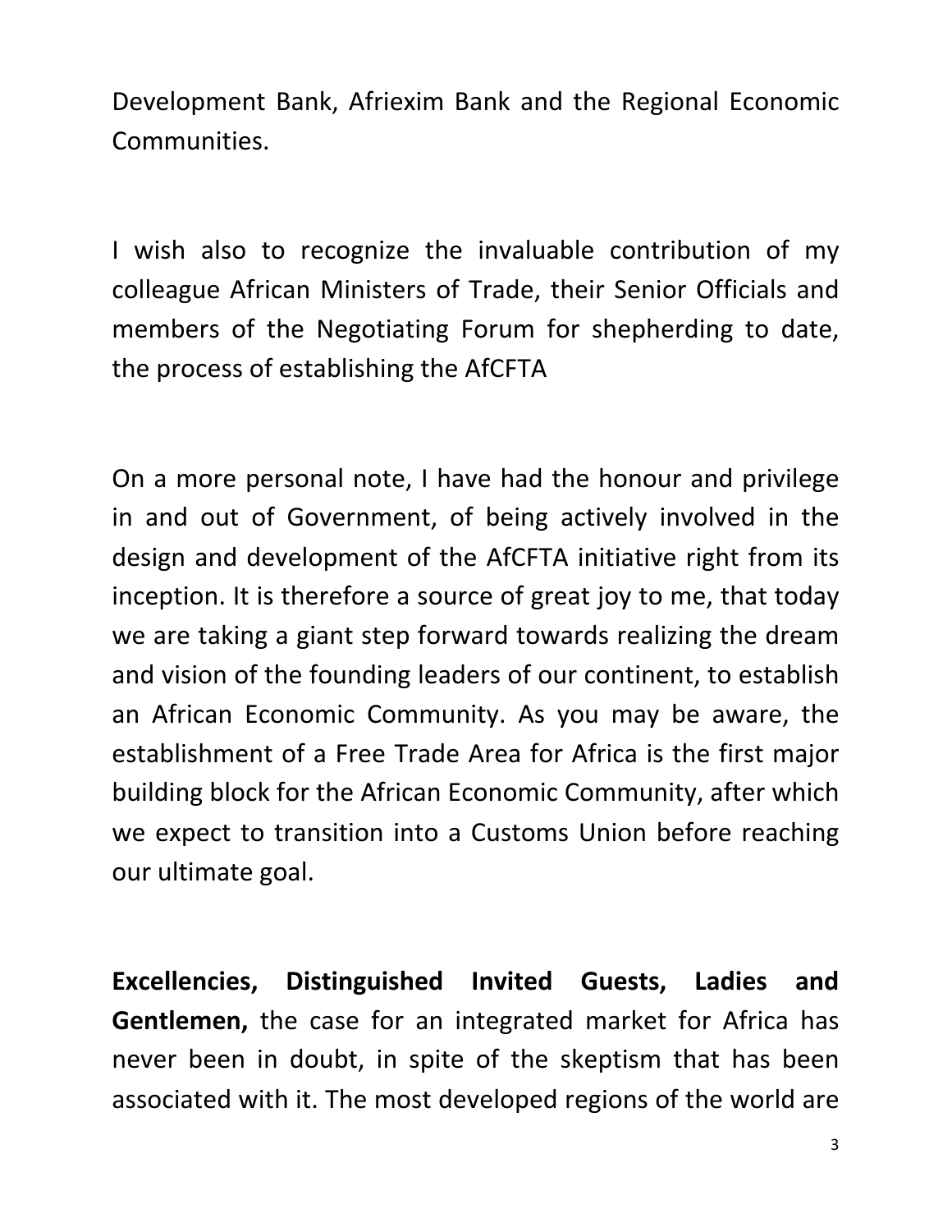Development Bank, Afriexim Bank and the Regional Economic Communities.

I wish also to recognize the invaluable contribution of my colleague African Ministers of Trade, their Senior Officials and members of the Negotiating Forum for shepherding to date, the process of establishing the AfCFTA

On a more personal note, I have had the honour and privilege in and out of Government, of being actively involved in the design and development of the AfCFTA initiative right from its inception. It is therefore a source of great joy to me, that today we are taking a giant step forward towards realizing the dream and vision of the founding leaders of our continent, to establish an African Economic Community. As you may be aware, the establishment of a Free Trade Area for Africa is the first major building block for the African Economic Community, after which we expect to transition into a Customs Union before reaching our ultimate goal.

**Excellencies, Distinguished Invited Guests, Ladies and Gentlemen,** the case for an integrated market for Africa has never been in doubt, in spite of the skeptism that has been associated with it. The most developed regions of the world are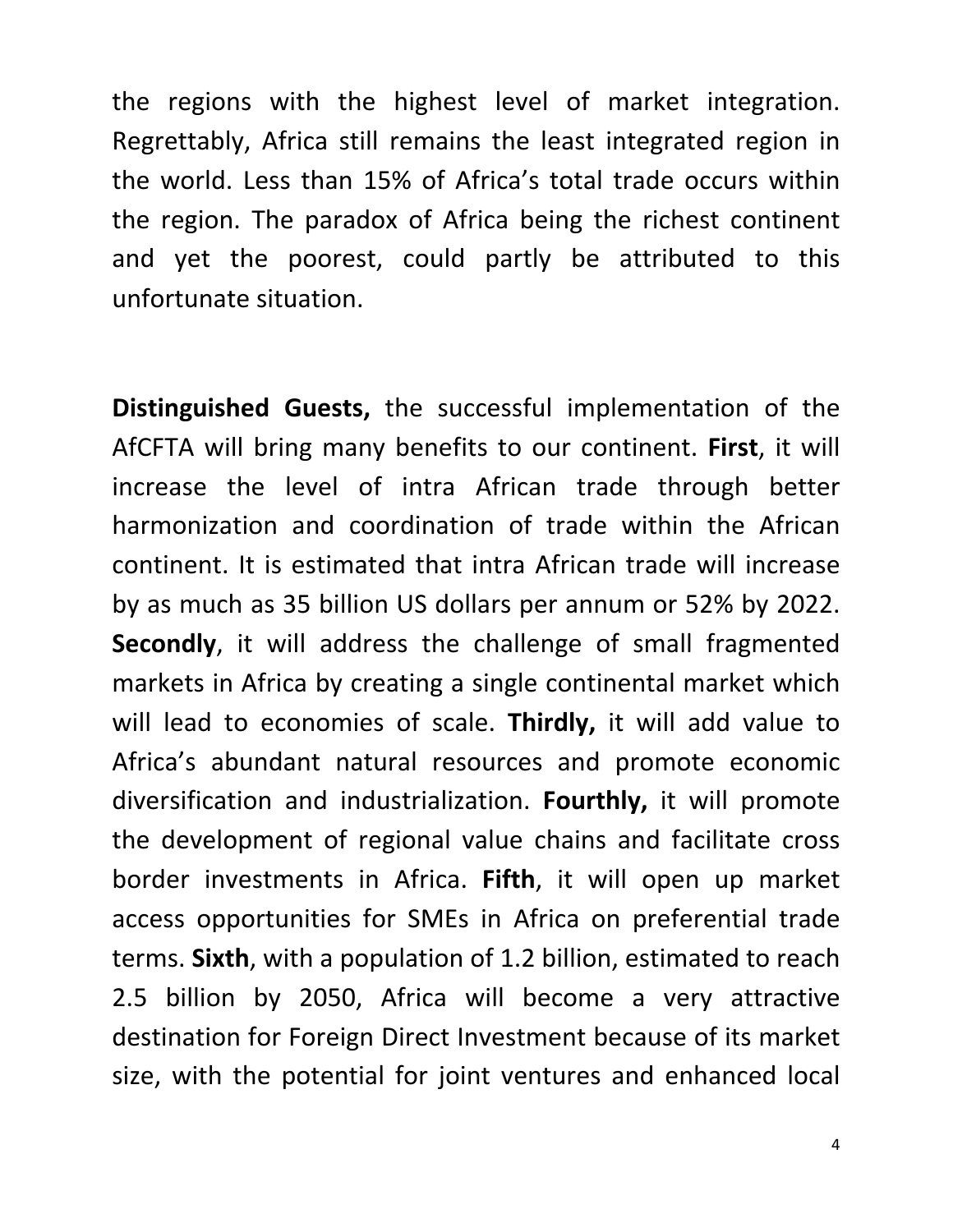the regions with the highest level of market integration. Regrettably, Africa still remains the least integrated region in the world. Less than 15% of Africa's total trade occurs within the region. The paradox of Africa being the richest continent and yet the poorest, could partly be attributed to this unfortunate situation.

**Distinguished Guests,** the successful implementation of the AfCFTA will bring many benefits to our continent. **First**, it will increase the level of intra African trade through better harmonization and coordination of trade within the African continent. It is estimated that intra African trade will increase by as much as 35 billion US dollars per annum or 52% by 2022. **Secondly**, it will address the challenge of small fragmented markets in Africa by creating a single continental market which will lead to economies of scale. **Thirdly,** it will add value to Africa's abundant natural resources and promote economic diversification and industrialization. **Fourthly,** it will promote the development of regional value chains and facilitate cross border investments in Africa. **Fifth**, it will open up market access opportunities for SMEs in Africa on preferential trade terms. **Sixth**, with a population of 1.2 billion, estimated to reach 2.5 billion by 2050, Africa will become a very attractive destination for Foreign Direct Investment because of its market size, with the potential for joint ventures and enhanced local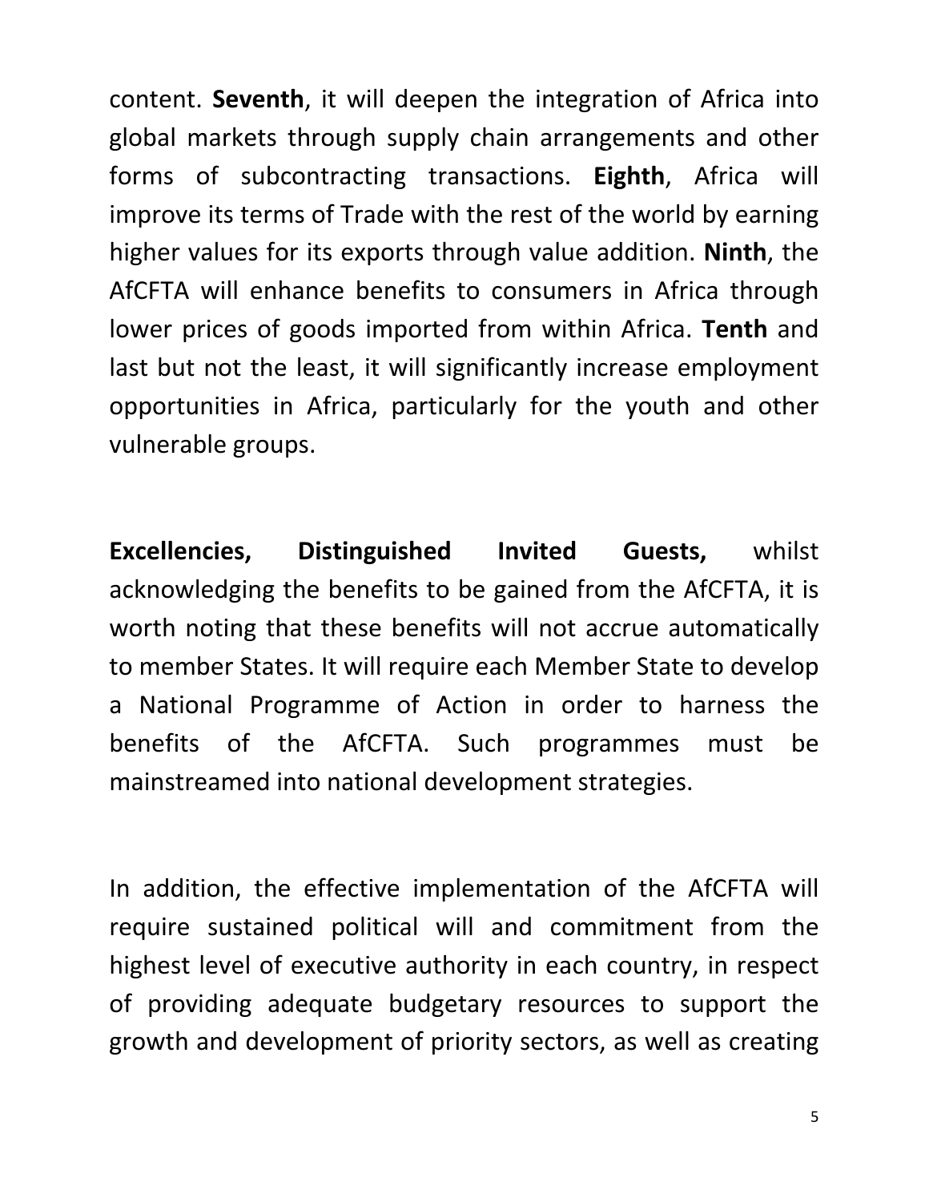content. **Seventh**, it will deepen the integration of Africa into global markets through supply chain arrangements and other forms of subcontracting transactions. **Eighth**, Africa will improve its terms of Trade with the rest of the world by earning higher values for its exports through value addition. **Ninth**, the AfCFTA will enhance benefits to consumers in Africa through lower prices of goods imported from within Africa. **Tenth** and last but not the least, it will significantly increase employment opportunities in Africa, particularly for the youth and other vulnerable groups.

**Excellencies, Distinguished Invited Guests,** whilst acknowledging the benefits to be gained from the AfCFTA, it is worth noting that these benefits will not accrue automatically to member States. It will require each Member State to develop a National Programme of Action in order to harness the benefits of the AfCFTA. Such programmes must be mainstreamed into national development strategies.

In addition, the effective implementation of the AfCFTA will require sustained political will and commitment from the highest level of executive authority in each country, in respect of providing adequate budgetary resources to support the growth and development of priority sectors, as well as creating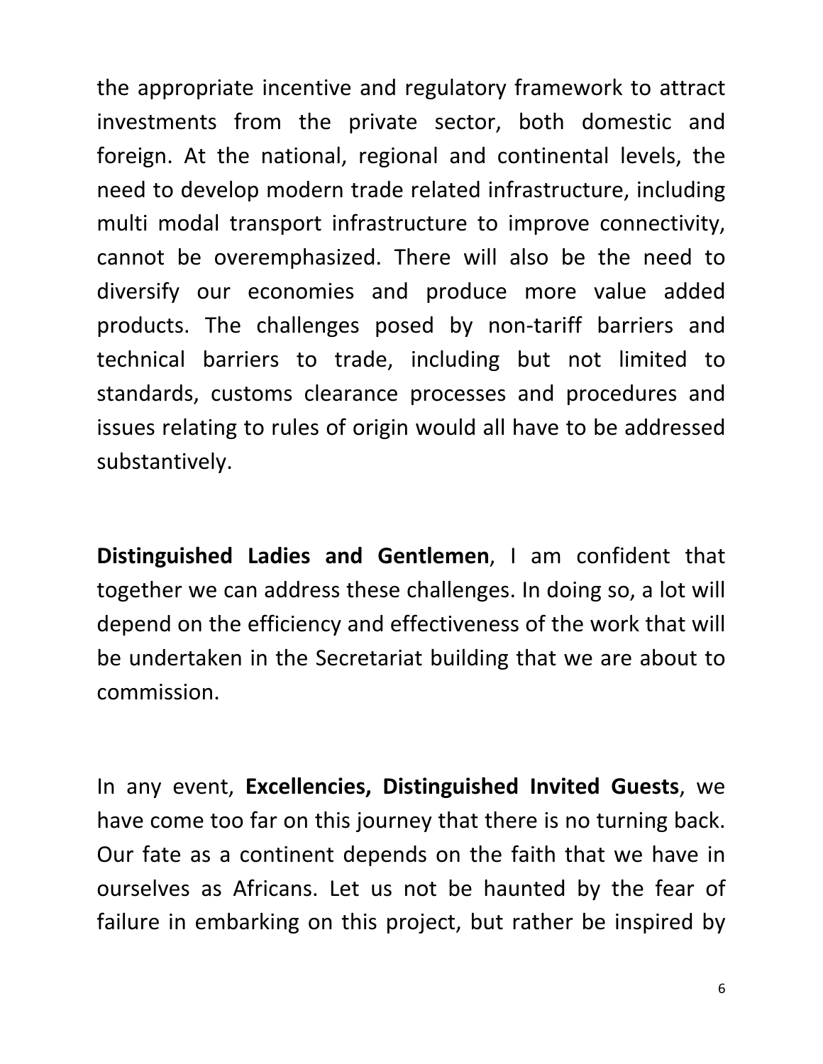the appropriate incentive and regulatory framework to attract investments from the private sector, both domestic and foreign. At the national, regional and continental levels, the need to develop modern trade related infrastructure, including multi modal transport infrastructure to improve connectivity, cannot be overemphasized. There will also be the need to diversify our economies and produce more value added products. The challenges posed by non-tariff barriers and technical barriers to trade, including but not limited to standards, customs clearance processes and procedures and issues relating to rules of origin would all have to be addressed substantively.

**Distinguished Ladies and Gentlemen**, I am confident that together we can address these challenges. In doing so, a lot will depend on the efficiency and effectiveness of the work that will be undertaken in the Secretariat building that we are about to commission.

In any event, **Excellencies, Distinguished Invited Guests**, we have come too far on this journey that there is no turning back. Our fate as a continent depends on the faith that we have in ourselves as Africans. Let us not be haunted by the fear of failure in embarking on this project, but rather be inspired by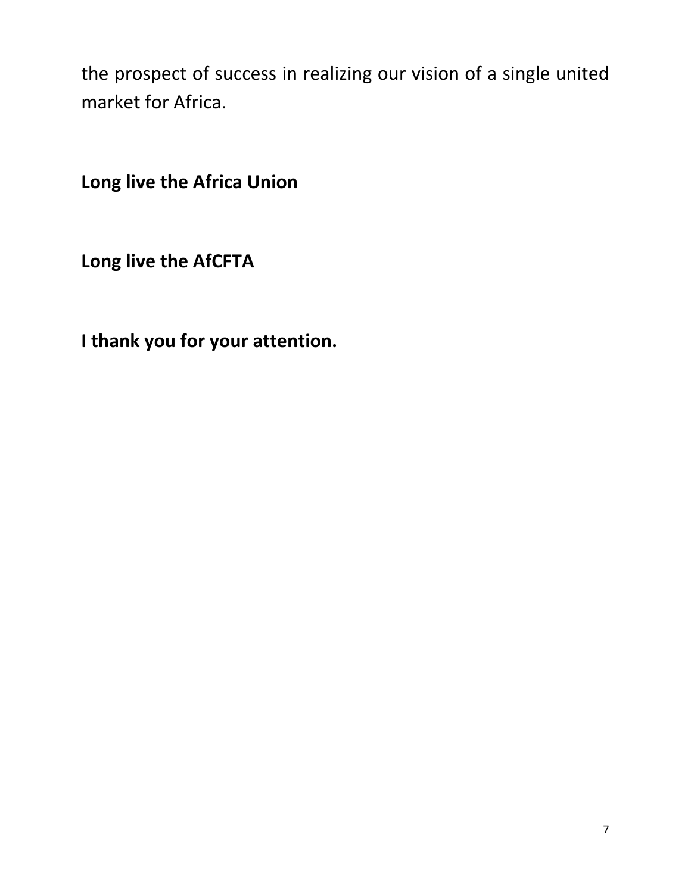the prospect of success in realizing our vision of a single united market for Africa.

**Long live the Africa Union**

**Long live the AfCFTA**

**I thank you for your attention.**